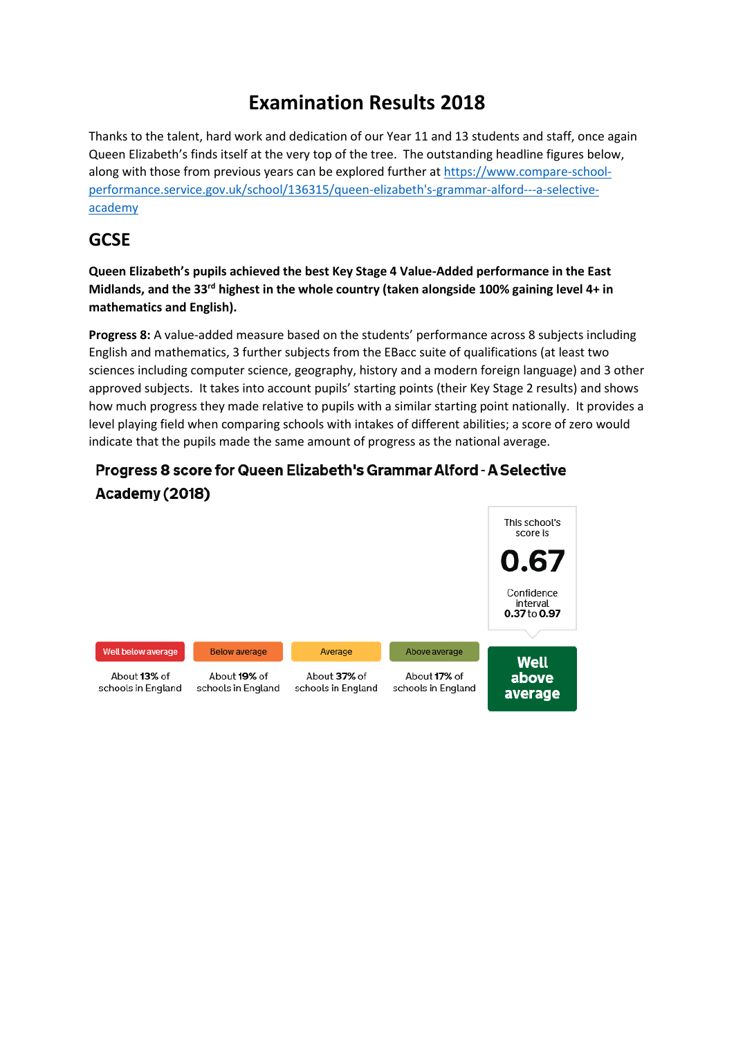# Examination Results 2018

Thanks to the talent, hard work and dedication of our Year 11 and 13 students and staff, once again Queen Elizabeth's finds itself at the very top of the tree. The outstanding headline figures below, along with those from previous years can be explored further at [https://www.compare-school-performance.service.gov.uk/school/136315/queen-elizabeth's-grammar-alford---a-selective-academy](https://www.compare-school-performance.service.gov.uk/school/136315/queen-elizabeth's-grammar-alford---a-selective-academy)

## GCSE

**Queen Elizabeth's pupils achieved the best Key Stage 4 Value-Added performance in the East Midlands, and the 33rd highest in the whole country (taken alongside 100% gaining level 4+ in mathematics and English).**

**Progress 8:** A value-added measure based on the students' performance across 8 subjects including English and mathematics, 3 further subjects from the EBacc suite of qualifications (at least two sciences including computer science, geography, history and a modern foreign language) and 3 other approved subjects. It takes into account pupils' starting points (their Key Stage 2 results) and shows how much progress they made relative to pupils with a similar starting point nationally. It provides a level playing field when comparing schools with intakes of different abilities; a score of zero would indicate that the pupils made the same amount of progress as the national average.

### Progress 8 score for Queen Elizabeth's Grammar Alford - A Selective Academy (2018)

This school's score is

**0.67**

Confidence interval **0.37** to **0.97**

| Well below average | Below average | Average | Above average | **Well above average** |
|---|---|---|---|---|
| About **13%** of schools in England | About **19%** of schools in England | About **37%** of schools in England | About **17%** of schools in England | |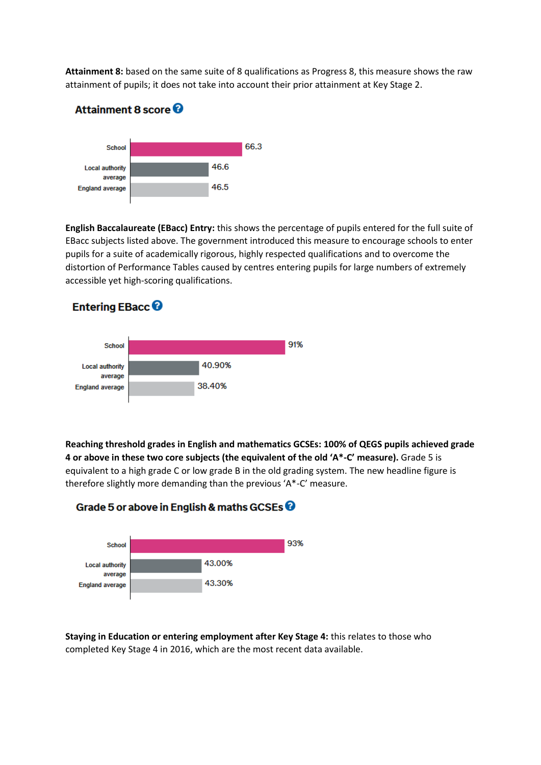**Attainment 8:** based on the same suite of 8 qualifications as Progress 8, this measure shows the raw attainment of pupils; it does not take into account their prior attainment at Key Stage 2.

### Attainment 8 score

| | |
|---|---|
| School | 66.3 |
| Local authority average | 46.6 |
| England average | 46.5 |

**English Baccalaureate (EBacc) Entry:** this shows the percentage of pupils entered for the full suite of EBacc subjects listed above. The government introduced this measure to encourage schools to enter pupils for a suite of academically rigorous, highly respected qualifications and to overcome the distortion of Performance Tables caused by centres entering pupils for large numbers of extremely accessible yet high-scoring qualifications.

### Entering EBacc

| | |
|---|---|
| School | 91% |
| Local authority average | 40.90% |
| England average | 38.40% |

**Reaching threshold grades in English and mathematics GCSEs: 100% of QEGS pupils achieved grade 4 or above in these two core subjects (the equivalent of the old 'A*-C' measure).** Grade 5 is equivalent to a high grade C or low grade B in the old grading system. The new headline figure is therefore slightly more demanding than the previous 'A*-C' measure.

### Grade 5 or above in English & maths GCSEs

| | |
|---|---|
| School | 93% |
| Local authority average | 43.00% |
| England average | 43.30% |

**Staying in Education or entering employment after Key Stage 4:** this relates to those who completed Key Stage 4 in 2016, which are the most recent data available.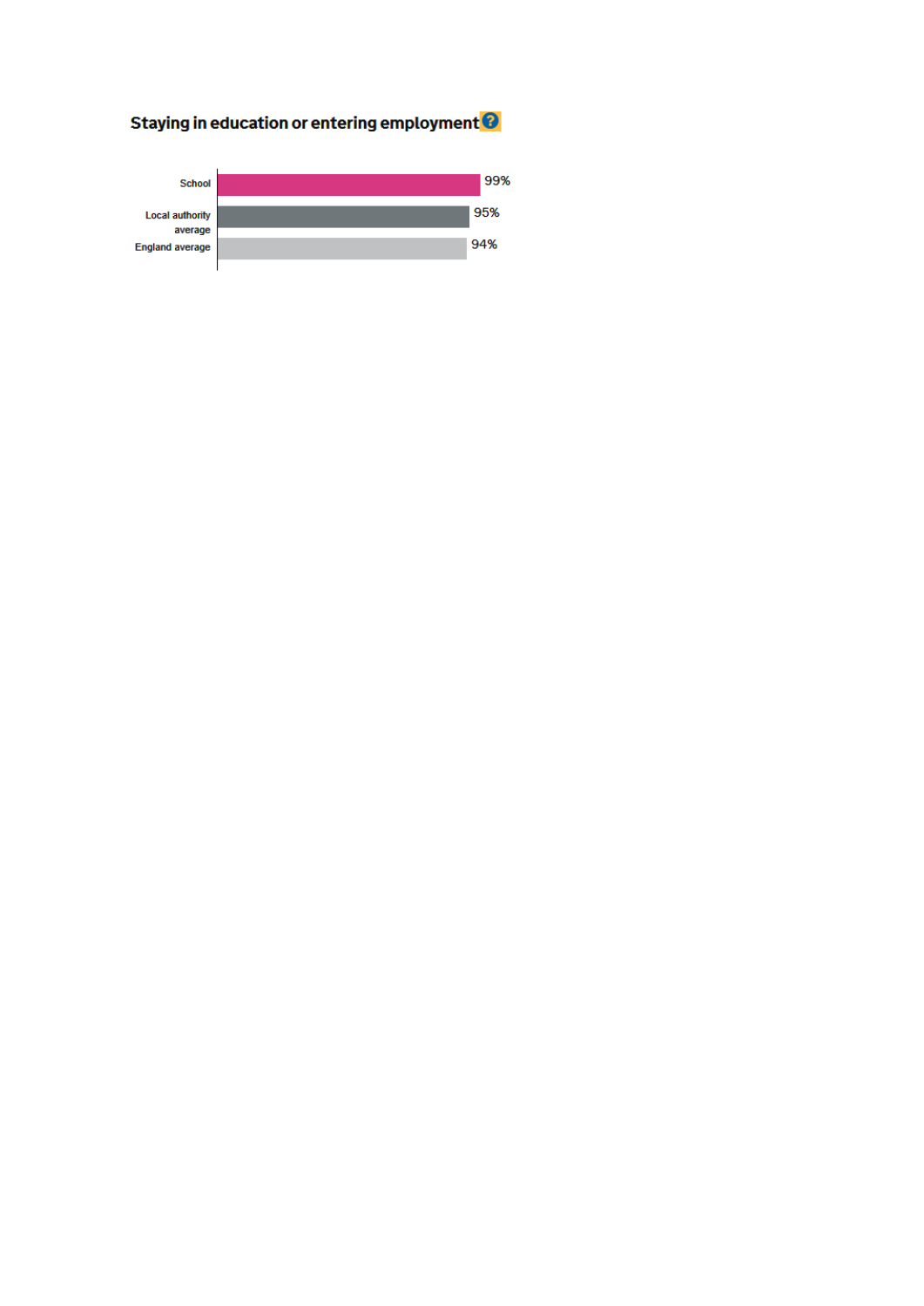## Staying in education or entering employment

| | |
|---|---|
| School | 99% |
| Local authority average | 95% |
| England average | 94% |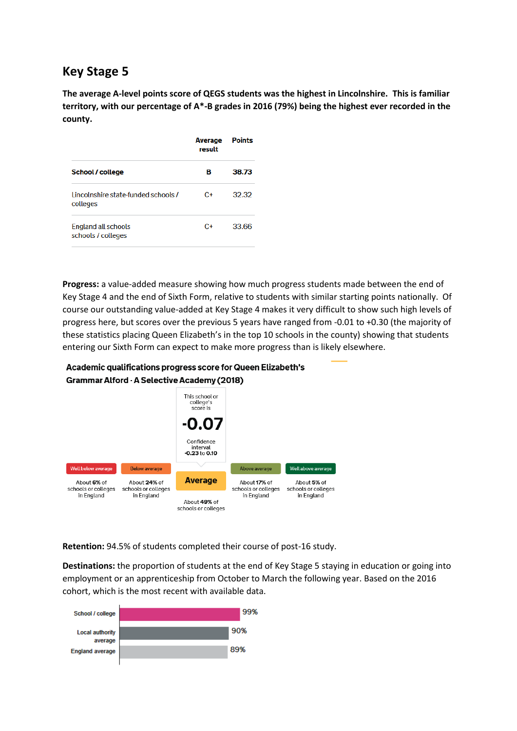## Key Stage 5

**The average A-level points score of QEGS students was the highest in Lincolnshire. This is familiar territory, with our percentage of A*-B grades in 2016 (79%) being the highest ever recorded in the county.**

| | Average result | Points |
|---|---|---|
| **School / college** | **B** | **38.73** |
| Lincolnshire state-funded schools / colleges | C+ | 32.32 |
| England all schools schools / colleges | C+ | 33.66 |

**Progress:** a value-added measure showing how much progress students made between the end of Key Stage 4 and the end of Sixth Form, relative to students with similar starting points nationally. Of course our outstanding value-added at Key Stage 4 makes it very difficult to show such high levels of progress here, but scores over the previous 5 years have ranged from -0.01 to +0.30 (the majority of these statistics placing Queen Elizabeth's in the top 10 schools in the county) showing that students entering our Sixth Form can expect to make more progress than is likely elsewhere.

**Academic qualifications progress score for Queen Elizabeth's Grammar Alford - A Selective Academy (2018)**

This school or college's score is

-0.07

Confidence interval -0.23 to 0.10

Well below average
About 6% of schools or colleges in England

Below average
About 24% of schools or colleges in England

Average
About 49% of schools or colleges

Above average
About 17% of schools or colleges in England

Well above average
About 5% of schools or colleges in England

**Retention:** 94.5% of students completed their course of post-16 study.

**Destinations:** the proportion of students at the end of Key Stage 5 staying in education or going into employment or an apprenticeship from October to March the following year. Based on the 2016 cohort, which is the most recent with available data.

School / college 99%

Local authority average 90%

England average 89%